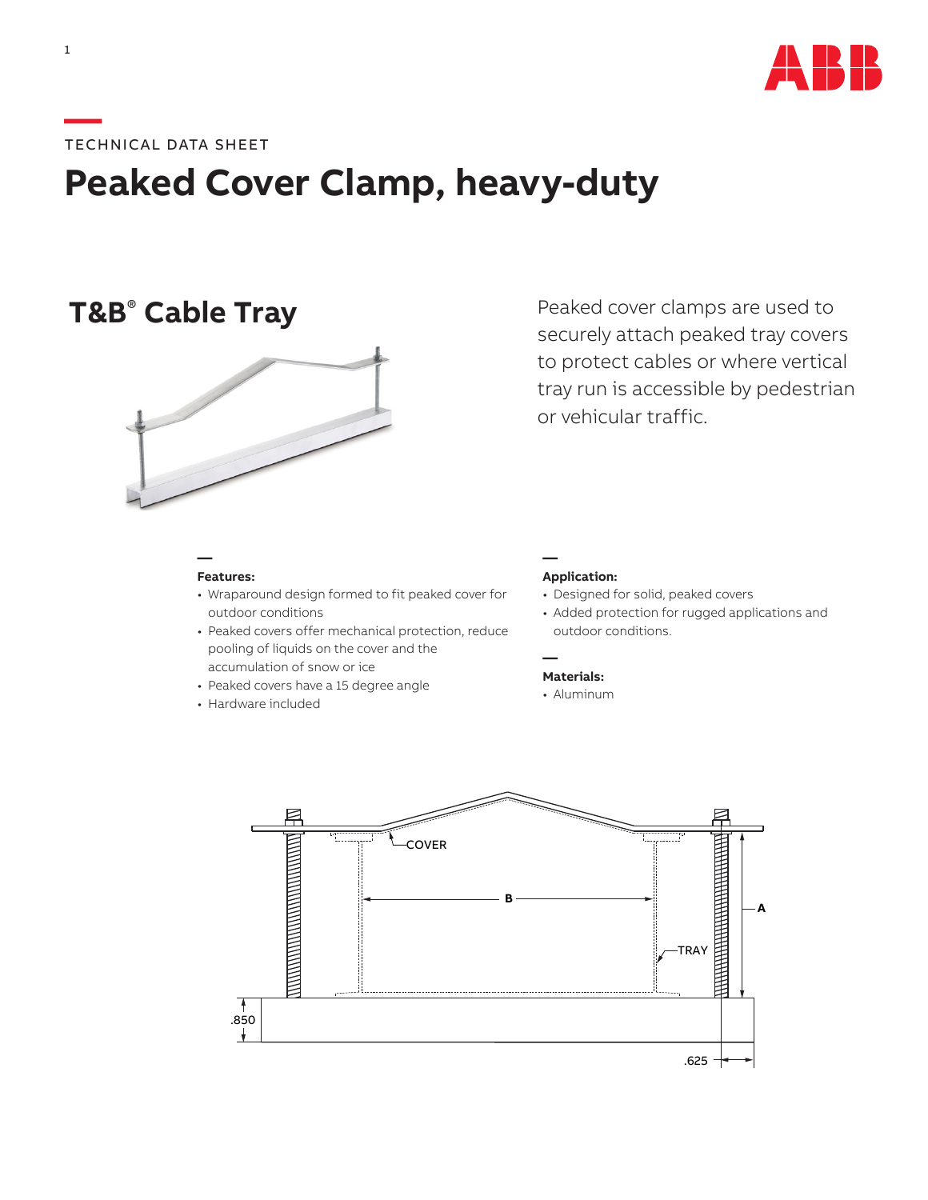TECHNICAL DATA SHEET

# Peaked Cover Clamp, heavy-duty

## T&B® Cable Tray

Peaked cover clamps are used to securely attach peaked tray covers to protect cables or where vertical tray run is accessible by pedestrian or vehicular traffic.

**Features:**

- Wraparound design formed to fit peaked cover for outdoor conditions
- Peaked covers offer mechanical protection, reduce pooling of liquids on the cover and the accumulation of snow or ice
- Peaked covers have a 15 degree angle
- Hardware included

**Application:**

- Designed for solid, peaked covers
- Added protection for rugged applications and outdoor conditions.

**Materials:**

- Aluminum

COVER

B

A

TRAY

.850

.625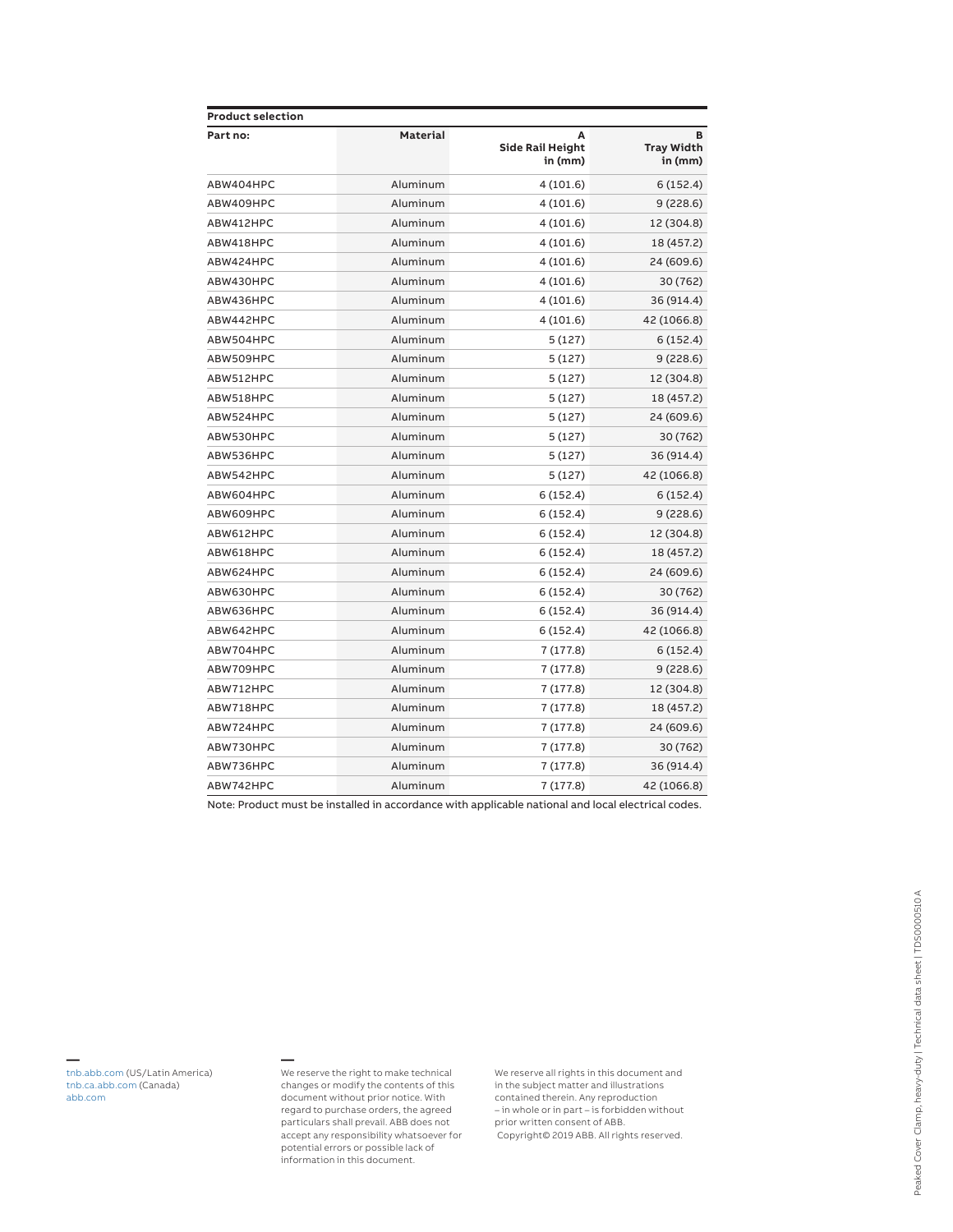**Product selection**

| Part no: | Material | A<br>Side Rail Height<br>in (mm) | B<br>Tray Width<br>in (mm) |
|---|---|---|---|
| ABW404HPC | Aluminum | 4 (101.6) | 6 (152.4) |
| ABW409HPC | Aluminum | 4 (101.6) | 9 (228.6) |
| ABW412HPC | Aluminum | 4 (101.6) | 12 (304.8) |
| ABW418HPC | Aluminum | 4 (101.6) | 18 (457.2) |
| ABW424HPC | Aluminum | 4 (101.6) | 24 (609.6) |
| ABW430HPC | Aluminum | 4 (101.6) | 30 (762) |
| ABW436HPC | Aluminum | 4 (101.6) | 36 (914.4) |
| ABW442HPC | Aluminum | 4 (101.6) | 42 (1066.8) |
| ABW504HPC | Aluminum | 5 (127) | 6 (152.4) |
| ABW509HPC | Aluminum | 5 (127) | 9 (228.6) |
| ABW512HPC | Aluminum | 5 (127) | 12 (304.8) |
| ABW518HPC | Aluminum | 5 (127) | 18 (457.2) |
| ABW524HPC | Aluminum | 5 (127) | 24 (609.6) |
| ABW530HPC | Aluminum | 5 (127) | 30 (762) |
| ABW536HPC | Aluminum | 5 (127) | 36 (914.4) |
| ABW542HPC | Aluminum | 5 (127) | 42 (1066.8) |
| ABW604HPC | Aluminum | 6 (152.4) | 6 (152.4) |
| ABW609HPC | Aluminum | 6 (152.4) | 9 (228.6) |
| ABW612HPC | Aluminum | 6 (152.4) | 12 (304.8) |
| ABW618HPC | Aluminum | 6 (152.4) | 18 (457.2) |
| ABW624HPC | Aluminum | 6 (152.4) | 24 (609.6) |
| ABW630HPC | Aluminum | 6 (152.4) | 30 (762) |
| ABW636HPC | Aluminum | 6 (152.4) | 36 (914.4) |
| ABW642HPC | Aluminum | 6 (152.4) | 42 (1066.8) |
| ABW704HPC | Aluminum | 7 (177.8) | 6 (152.4) |
| ABW709HPC | Aluminum | 7 (177.8) | 9 (228.6) |
| ABW712HPC | Aluminum | 7 (177.8) | 12 (304.8) |
| ABW718HPC | Aluminum | 7 (177.8) | 18 (457.2) |
| ABW724HPC | Aluminum | 7 (177.8) | 24 (609.6) |
| ABW730HPC | Aluminum | 7 (177.8) | 30 (762) |
| ABW736HPC | Aluminum | 7 (177.8) | 36 (914.4) |
| ABW742HPC | Aluminum | 7 (177.8) | 42 (1066.8) |

Note: Product must be installed in accordance with applicable national and local electrical codes.

tnb.abb.com (US/Latin America)
tnb.ca.abb.com (Canada)
abb.com

We reserve the right to make technical changes or modify the contents of this document without prior notice. With regard to purchase orders, the agreed particulars shall prevail. ABB does not accept any responsibility whatsoever for potential errors or possible lack of information in this document.

We reserve all rights in this document and in the subject matter and illustrations contained therein. Any reproduction – in whole or in part – is forbidden without prior written consent of ABB.
Copyright© 2019 ABB. All rights reserved.

Peaked Cover Clamp, heavy-duty | Technical data sheet | TDS000051 0 A